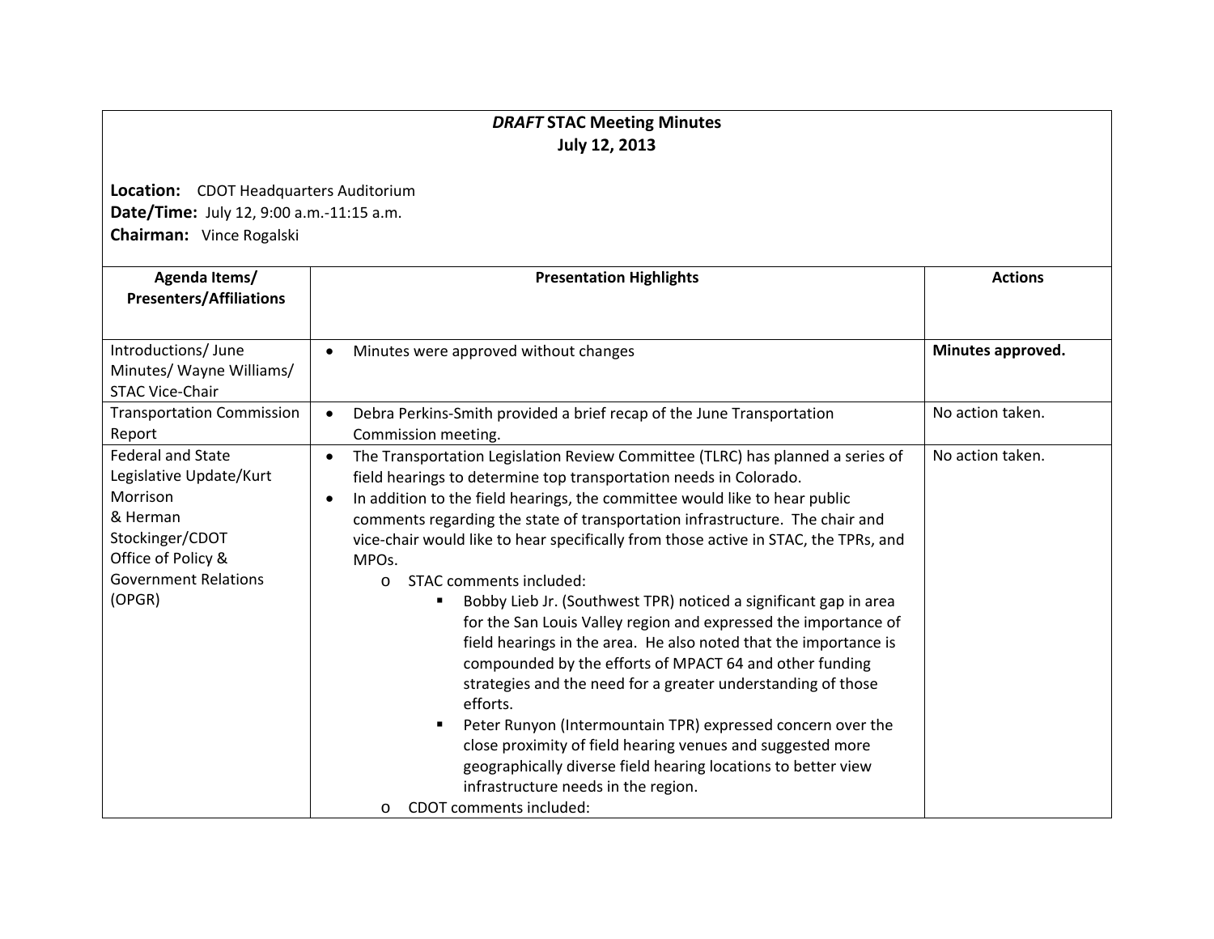# *DRAFT* STAC Meeting Minutes
## July 12, 2013

**Location:** CDOT Headquarters Auditorium
**Date/Time:** July 12, 9:00 a.m.-11:15 a.m.
**Chairman:** Vince Rogalski

| Agenda Items/ Presenters/Affiliations | Presentation Highlights | Actions |
|---|---|---|
| Introductions/ June Minutes/ Wayne Williams/ STAC Vice-Chair | • Minutes were approved without changes | **Minutes approved.** |
| Transportation Commission Report | • Debra Perkins-Smith provided a brief recap of the June Transportation Commission meeting. | No action taken. |
| Federal and State Legislative Update/Kurt Morrison & Herman Stockinger/CDOT Office of Policy & Government Relations (OPGR) | • The Transportation Legislation Review Committee (TLRC) has planned a series of field hearings to determine top transportation needs in Colorado.<br>• In addition to the field hearings, the committee would like to hear public comments regarding the state of transportation infrastructure. The chair and vice-chair would like to hear specifically from those active in STAC, the TPRs, and MPOs.<br>o STAC comments included:<br>▪ Bobby Lieb Jr. (Southwest TPR) noticed a significant gap in area for the San Louis Valley region and expressed the importance of field hearings in the area. He also noted that the importance is compounded by the efforts of MPACT 64 and other funding strategies and the need for a greater understanding of those efforts.<br>▪ Peter Runyon (Intermountain TPR) expressed concern over the close proximity of field hearing venues and suggested more geographically diverse field hearing locations to better view infrastructure needs in the region.<br>o CDOT comments included: | No action taken. |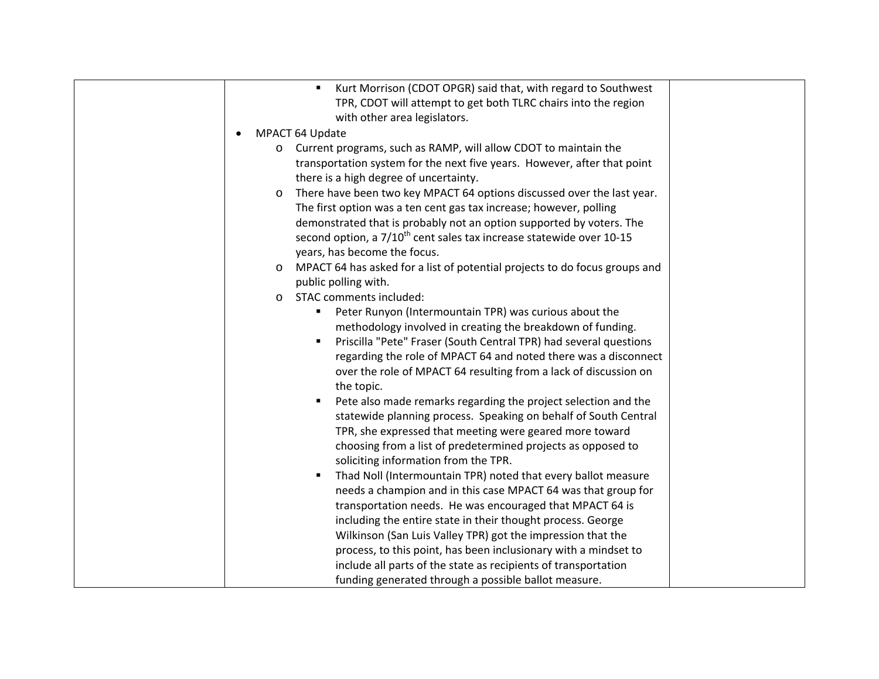| | | |
|---|---|---|
| | - Kurt Morrison (CDOT OPGR) said that, with regard to Southwest TPR, CDOT will attempt to get both TLRC chairs into the region with other area legislators.<br>• MPACT 64 Update<br>  o Current programs, such as RAMP, will allow CDOT to maintain the transportation system for the next five years. However, after that point there is a high degree of uncertainty.<br>  o There have been two key MPACT 64 options discussed over the last year. The first option was a ten cent gas tax increase; however, polling demonstrated that is probably not an option supported by voters. The second option, a 7/10th cent sales tax increase statewide over 10-15 years, has become the focus.<br>  o MPACT 64 has asked for a list of potential projects to do focus groups and public polling with.<br>  o STAC comments included:<br>    - Peter Runyon (Intermountain TPR) was curious about the methodology involved in creating the breakdown of funding.<br>    - Priscilla "Pete" Fraser (South Central TPR) had several questions regarding the role of MPACT 64 and noted there was a disconnect over the role of MPACT 64 resulting from a lack of discussion on the topic.<br>    - Pete also made remarks regarding the project selection and the statewide planning process. Speaking on behalf of South Central TPR, she expressed that meeting were geared more toward choosing from a list of predetermined projects as opposed to soliciting information from the TPR.<br>    - Thad Noll (Intermountain TPR) noted that every ballot measure needs a champion and in this case MPACT 64 was that group for transportation needs. He was encouraged that MPACT 64 is including the entire state in their thought process. George Wilkinson (San Luis Valley TPR) got the impression that the process, to this point, has been inclusionary with a mindset to include all parts of the state as recipients of transportation funding generated through a possible ballot measure. | |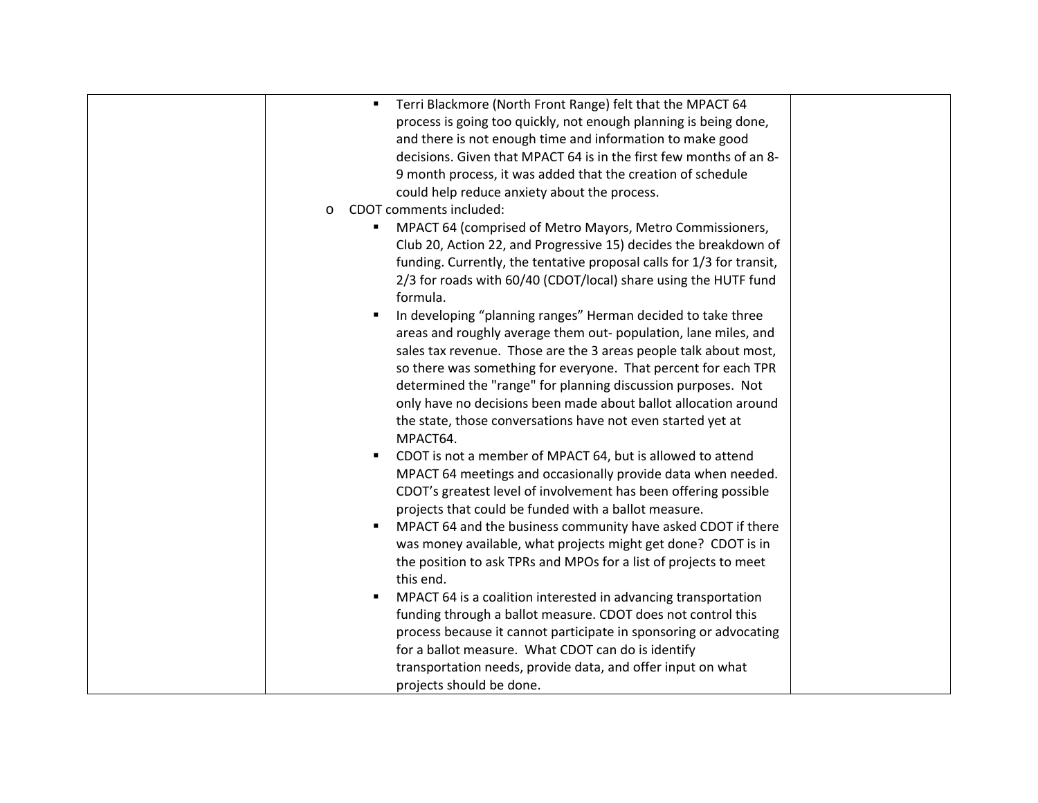| | | |
|---|---|---|
| | - Terri Blackmore (North Front Range) felt that the MPACT 64 process is going too quickly, not enough planning is being done, and there is not enough time and information to make good decisions. Given that MPACT 64 is in the first few months of an 8-9 month process, it was added that the creation of schedule could help reduce anxiety about the process.<br>o CDOT comments included:<br>- MPACT 64 (comprised of Metro Mayors, Metro Commissioners, Club 20, Action 22, and Progressive 15) decides the breakdown of funding. Currently, the tentative proposal calls for 1/3 for transit, 2/3 for roads with 60/40 (CDOT/local) share using the HUTF fund formula.<br>- In developing "planning ranges" Herman decided to take three areas and roughly average them out- population, lane miles, and sales tax revenue. Those are the 3 areas people talk about most, so there was something for everyone. That percent for each TPR determined the "range" for planning discussion purposes. Not only have no decisions been made about ballot allocation around the state, those conversations have not even started yet at MPACT64.<br>- CDOT is not a member of MPACT 64, but is allowed to attend MPACT 64 meetings and occasionally provide data when needed. CDOT's greatest level of involvement has been offering possible projects that could be funded with a ballot measure.<br>- MPACT 64 and the business community have asked CDOT if there was money available, what projects might get done? CDOT is in the position to ask TPRs and MPOs for a list of projects to meet this end.<br>- MPACT 64 is a coalition interested in advancing transportation funding through a ballot measure. CDOT does not control this process because it cannot participate in sponsoring or advocating for a ballot measure. What CDOT can do is identify transportation needs, provide data, and offer input on what projects should be done. | |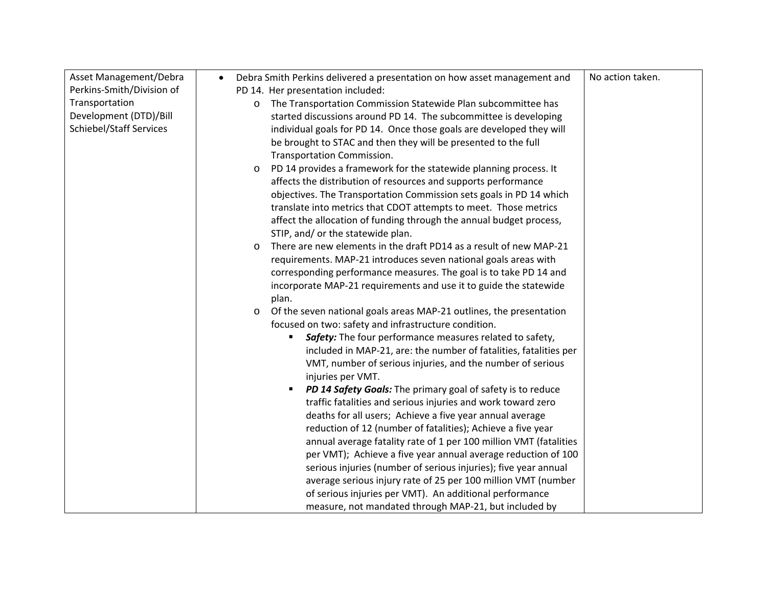| | | |
|---|---|---|
| Asset Management/Debra Perkins-Smith/Division of Transportation Development (DTD)/Bill Schiebel/Staff Services | • Debra Smith Perkins delivered a presentation on how asset management and PD 14. Her presentation included:<br>  o The Transportation Commission Statewide Plan subcommittee has started discussions around PD 14. The subcommittee is developing individual goals for PD 14. Once those goals are developed they will be brought to STAC and then they will be presented to the full Transportation Commission.<br>  o PD 14 provides a framework for the statewide planning process. It affects the distribution of resources and supports performance objectives. The Transportation Commission sets goals in PD 14 which translate into metrics that CDOT attempts to meet. Those metrics affect the allocation of funding through the annual budget process, STIP, and/ or the statewide plan.<br>  o There are new elements in the draft PD14 as a result of new MAP-21 requirements. MAP-21 introduces seven national goals areas with corresponding performance measures. The goal is to take PD 14 and incorporate MAP-21 requirements and use it to guide the statewide plan.<br>  o Of the seven national goals areas MAP-21 outlines, the presentation focused on two: safety and infrastructure condition.<br>    ▪ ***Safety:*** The four performance measures related to safety, included in MAP-21, are: the number of fatalities, fatalities per VMT, number of serious injuries, and the number of serious injuries per VMT.<br>    ▪ ***PD 14 Safety Goals:*** The primary goal of safety is to reduce traffic fatalities and serious injuries and work toward zero deaths for all users; Achieve a five year annual average reduction of 12 (number of fatalities); Achieve a five year annual average fatality rate of 1 per 100 million VMT (fatalities per VMT); Achieve a five year annual average reduction of 100 serious injuries (number of serious injuries); five year annual average serious injury rate of 25 per 100 million VMT (number of serious injuries per VMT). An additional performance measure, not mandated through MAP-21, but included by | No action taken. |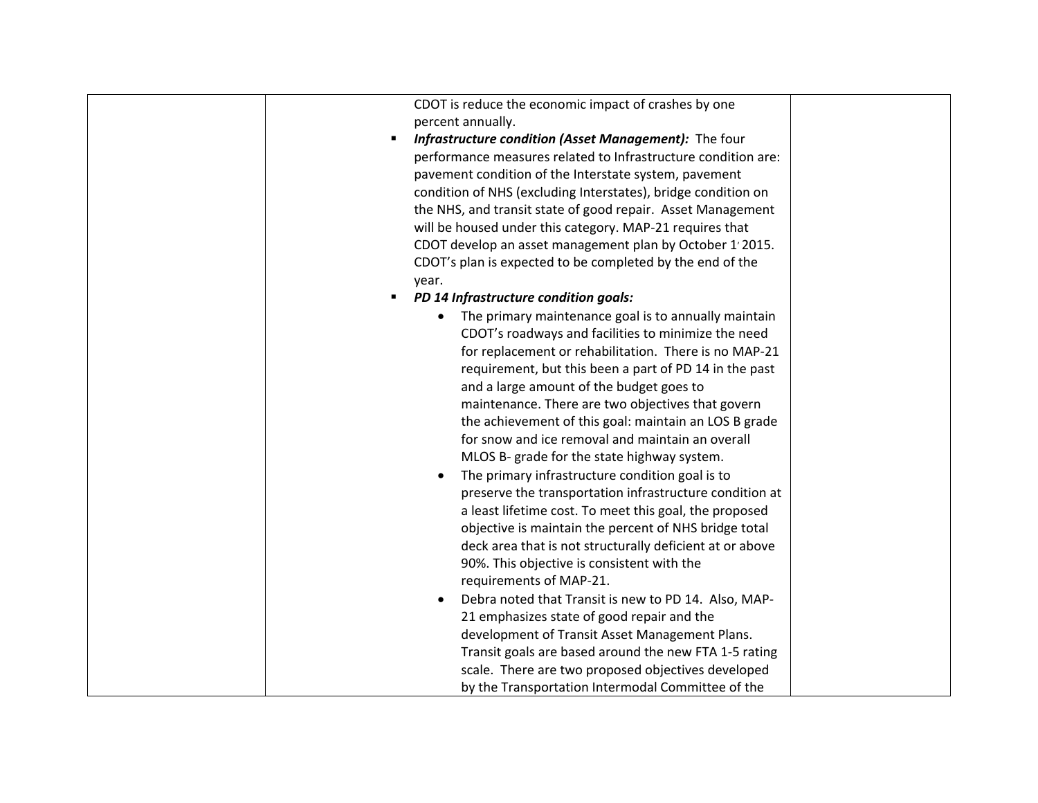| | | | |
|---|---|---|---|
| | | CDOT is reduce the economic impact of crashes by one percent annually.<br>▪ ***Infrastructure condition (Asset Management):*** The four performance measures related to Infrastructure condition are: pavement condition of the Interstate system, pavement condition of NHS (excluding Interstates), bridge condition on the NHS, and transit state of good repair. Asset Management will be housed under this category. MAP-21 requires that CDOT develop an asset management plan by October 1, 2015. CDOT's plan is expected to be completed by the end of the year.<br>▪ ***PD 14 Infrastructure condition goals:***<br>• The primary maintenance goal is to annually maintain CDOT's roadways and facilities to minimize the need for replacement or rehabilitation. There is no MAP-21 requirement, but this been a part of PD 14 in the past and a large amount of the budget goes to maintenance. There are two objectives that govern the achievement of this goal: maintain an LOS B grade for snow and ice removal and maintain an overall MLOS B- grade for the state highway system.<br>• The primary infrastructure condition goal is to preserve the transportation infrastructure condition at a least lifetime cost. To meet this goal, the proposed objective is maintain the percent of NHS bridge total deck area that is not structurally deficient at or above 90%. This objective is consistent with the requirements of MAP-21.<br>• Debra noted that Transit is new to PD 14. Also, MAP-21 emphasizes state of good repair and the development of Transit Asset Management Plans. Transit goals are based around the new FTA 1-5 rating scale. There are two proposed objectives developed by the Transportation Intermodal Committee of the | |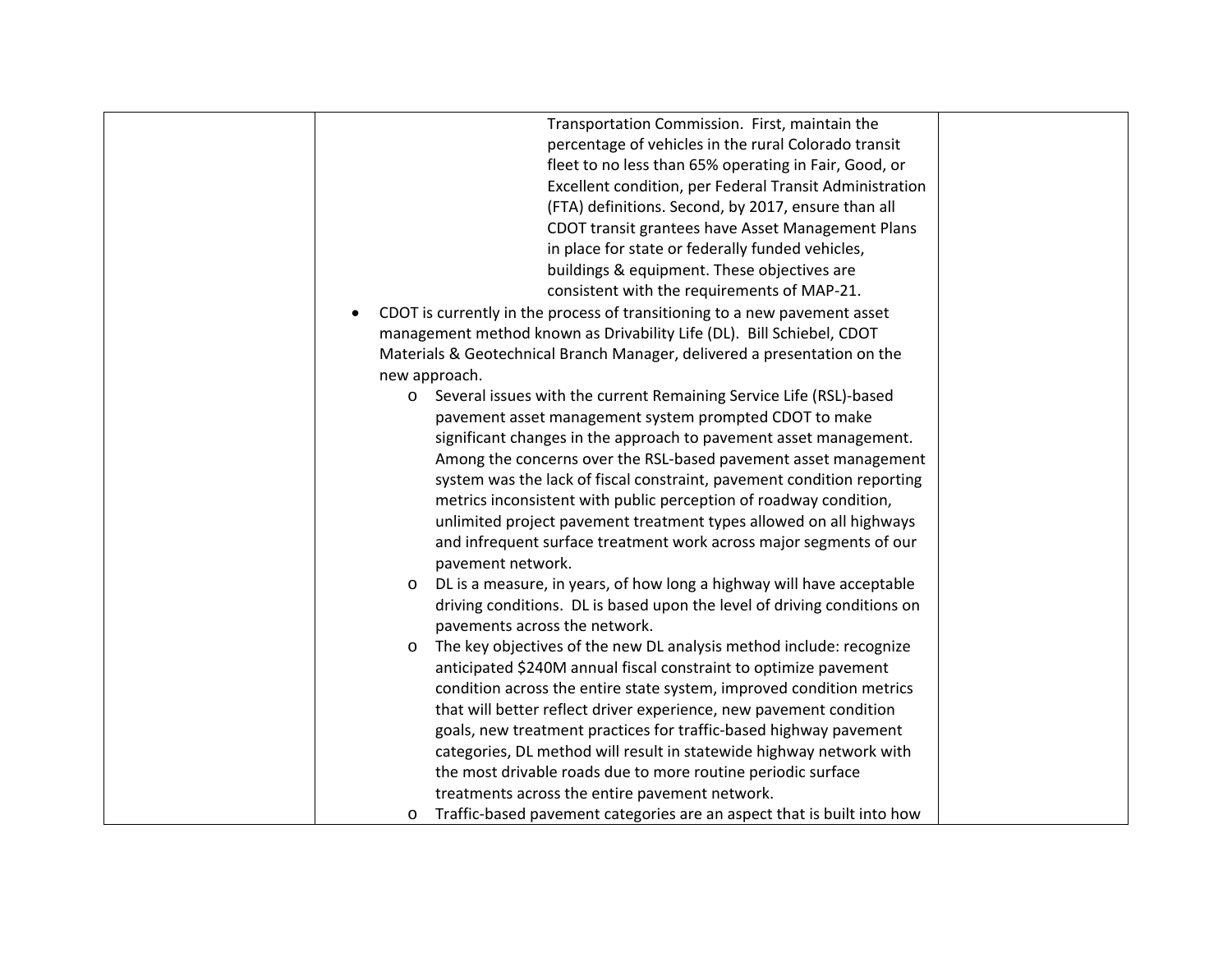| | | |
|---|---|---|
| | Transportation Commission. First, maintain the percentage of vehicles in the rural Colorado transit fleet to no less than 65% operating in Fair, Good, or Excellent condition, per Federal Transit Administration (FTA) definitions. Second, by 2017, ensure than all CDOT transit grantees have Asset Management Plans in place for state or federally funded vehicles, buildings & equipment. These objectives are consistent with the requirements of MAP-21.<br>• CDOT is currently in the process of transitioning to a new pavement asset management method known as Drivability Life (DL). Bill Schiebel, CDOT Materials & Geotechnical Branch Manager, delivered a presentation on the new approach.<br>  o Several issues with the current Remaining Service Life (RSL)-based pavement asset management system prompted CDOT to make significant changes in the approach to pavement asset management. Among the concerns over the RSL-based pavement asset management system was the lack of fiscal constraint, pavement condition reporting metrics inconsistent with public perception of roadway condition, unlimited project pavement treatment types allowed on all highways and infrequent surface treatment work across major segments of our pavement network.<br>  o DL is a measure, in years, of how long a highway will have acceptable driving conditions. DL is based upon the level of driving conditions on pavements across the network.<br>  o The key objectives of the new DL analysis method include: recognize anticipated $240M annual fiscal constraint to optimize pavement condition across the entire state system, improved condition metrics that will better reflect driver experience, new pavement condition goals, new treatment practices for traffic-based highway pavement categories, DL method will result in statewide highway network with the most drivable roads due to more routine periodic surface treatments across the entire pavement network.<br>  o Traffic-based pavement categories are an aspect that is built into how | |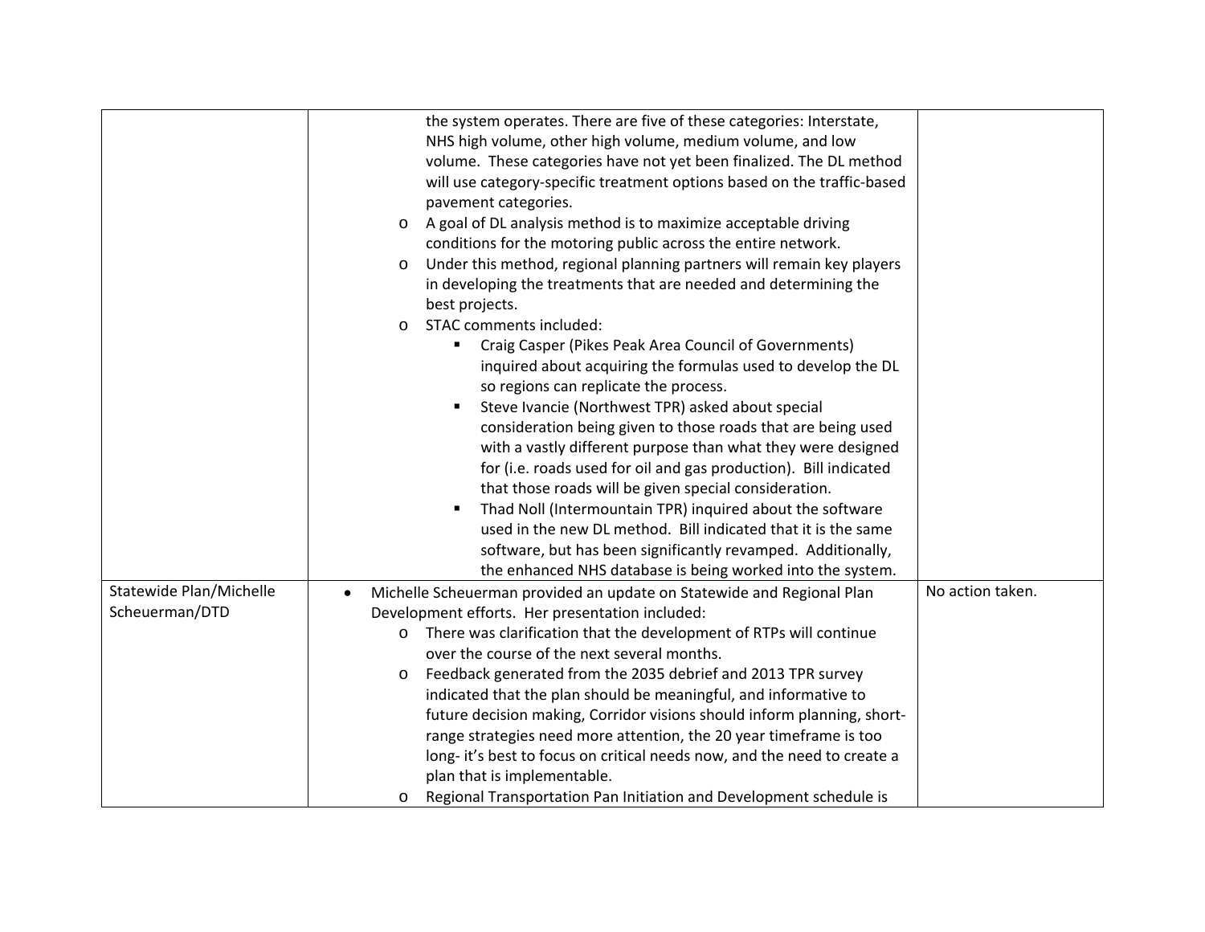| | | |
|---|---|---|
| | the system operates. There are five of these categories: Interstate, NHS high volume, other high volume, medium volume, and low volume. These categories have not yet been finalized. The DL method will use category-specific treatment options based on the traffic-based pavement categories.<br>o A goal of DL analysis method is to maximize acceptable driving conditions for the motoring public across the entire network.<br>o Under this method, regional planning partners will remain key players in developing the treatments that are needed and determining the best projects.<br>o STAC comments included:<br>▪ Craig Casper (Pikes Peak Area Council of Governments) inquired about acquiring the formulas used to develop the DL so regions can replicate the process.<br>▪ Steve Ivancie (Northwest TPR) asked about special consideration being given to those roads that are being used with a vastly different purpose than what they were designed for (i.e. roads used for oil and gas production). Bill indicated that those roads will be given special consideration.<br>▪ Thad Noll (Intermountain TPR) inquired about the software used in the new DL method. Bill indicated that it is the same software, but has been significantly revamped. Additionally, the enhanced NHS database is being worked into the system. | |
| Statewide Plan/Michelle Scheuerman/DTD | • Michelle Scheuerman provided an update on Statewide and Regional Plan Development efforts. Her presentation included:<br>o There was clarification that the development of RTPs will continue over the course of the next several months.<br>o Feedback generated from the 2035 debrief and 2013 TPR survey indicated that the plan should be meaningful, and informative to future decision making, Corridor visions should inform planning, short-range strategies need more attention, the 20 year timeframe is too long- it's best to focus on critical needs now, and the need to create a plan that is implementable.<br>o Regional Transportation Pan Initiation and Development schedule is | No action taken. |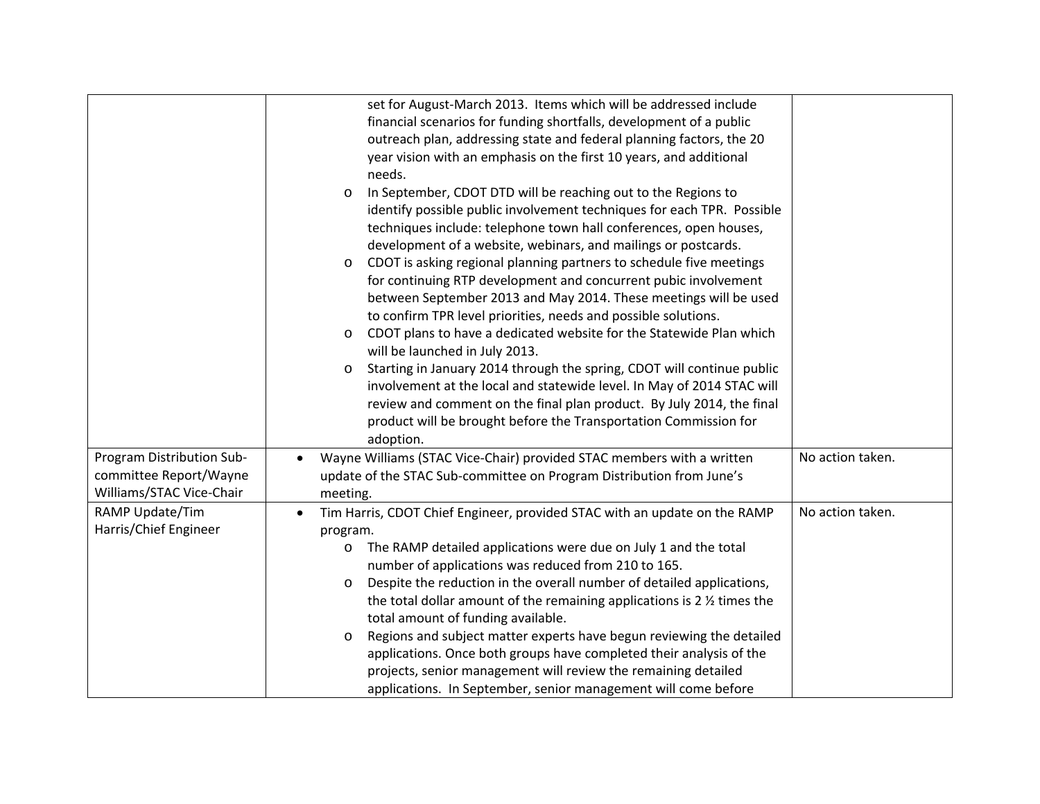| | | |
|---|---|---|
| | set for August-March 2013. Items which will be addressed include financial scenarios for funding shortfalls, development of a public outreach plan, addressing state and federal planning factors, the 20 year vision with an emphasis on the first 10 years, and additional needs.<br>o In September, CDOT DTD will be reaching out to the Regions to identify possible public involvement techniques for each TPR. Possible techniques include: telephone town hall conferences, open houses, development of a website, webinars, and mailings or postcards.<br>o CDOT is asking regional planning partners to schedule five meetings for continuing RTP development and concurrent pubic involvement between September 2013 and May 2014. These meetings will be used to confirm TPR level priorities, needs and possible solutions.<br>o CDOT plans to have a dedicated website for the Statewide Plan which will be launched in July 2013.<br>o Starting in January 2014 through the spring, CDOT will continue public involvement at the local and statewide level. In May of 2014 STAC will review and comment on the final plan product. By July 2014, the final product will be brought before the Transportation Commission for adoption. | |
| Program Distribution Sub-committee Report/Wayne Williams/STAC Vice-Chair | • Wayne Williams (STAC Vice-Chair) provided STAC members with a written update of the STAC Sub-committee on Program Distribution from June's meeting. | No action taken. |
| RAMP Update/Tim Harris/Chief Engineer | • Tim Harris, CDOT Chief Engineer, provided STAC with an update on the RAMP program.<br>o The RAMP detailed applications were due on July 1 and the total number of applications was reduced from 210 to 165.<br>o Despite the reduction in the overall number of detailed applications, the total dollar amount of the remaining applications is 2 ½ times the total amount of funding available.<br>o Regions and subject matter experts have begun reviewing the detailed applications. Once both groups have completed their analysis of the projects, senior management will review the remaining detailed applications. In September, senior management will come before | No action taken. |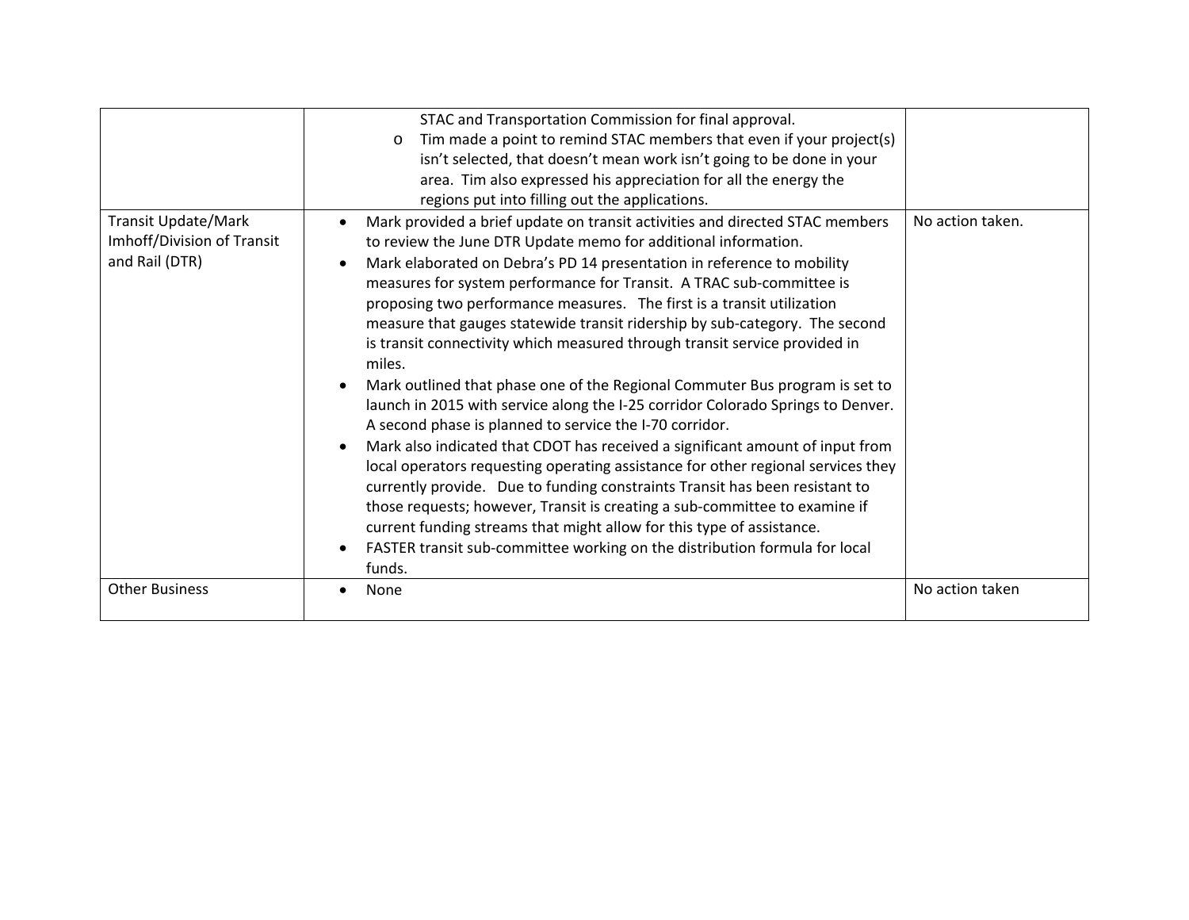| | | |
|---|---|---|
| | o STAC and Transportation Commission for final approval.<br>o Tim made a point to remind STAC members that even if your project(s) isn't selected, that doesn't mean work isn't going to be done in your area. Tim also expressed his appreciation for all the energy the regions put into filling out the applications. | |
| Transit Update/Mark Imhoff/Division of Transit and Rail (DTR) | • Mark provided a brief update on transit activities and directed STAC members to review the June DTR Update memo for additional information.<br>• Mark elaborated on Debra's PD 14 presentation in reference to mobility measures for system performance for Transit. A TRAC sub-committee is proposing two performance measures. The first is a transit utilization measure that gauges statewide transit ridership by sub-category. The second is transit connectivity which measured through transit service provided in miles.<br>• Mark outlined that phase one of the Regional Commuter Bus program is set to launch in 2015 with service along the I-25 corridor Colorado Springs to Denver. A second phase is planned to service the I-70 corridor.<br>• Mark also indicated that CDOT has received a significant amount of input from local operators requesting operating assistance for other regional services they currently provide. Due to funding constraints Transit has been resistant to those requests; however, Transit is creating a sub-committee to examine if current funding streams that might allow for this type of assistance.<br>• FASTER transit sub-committee working on the distribution formula for local funds. | No action taken. |
| Other Business | • None | No action taken |